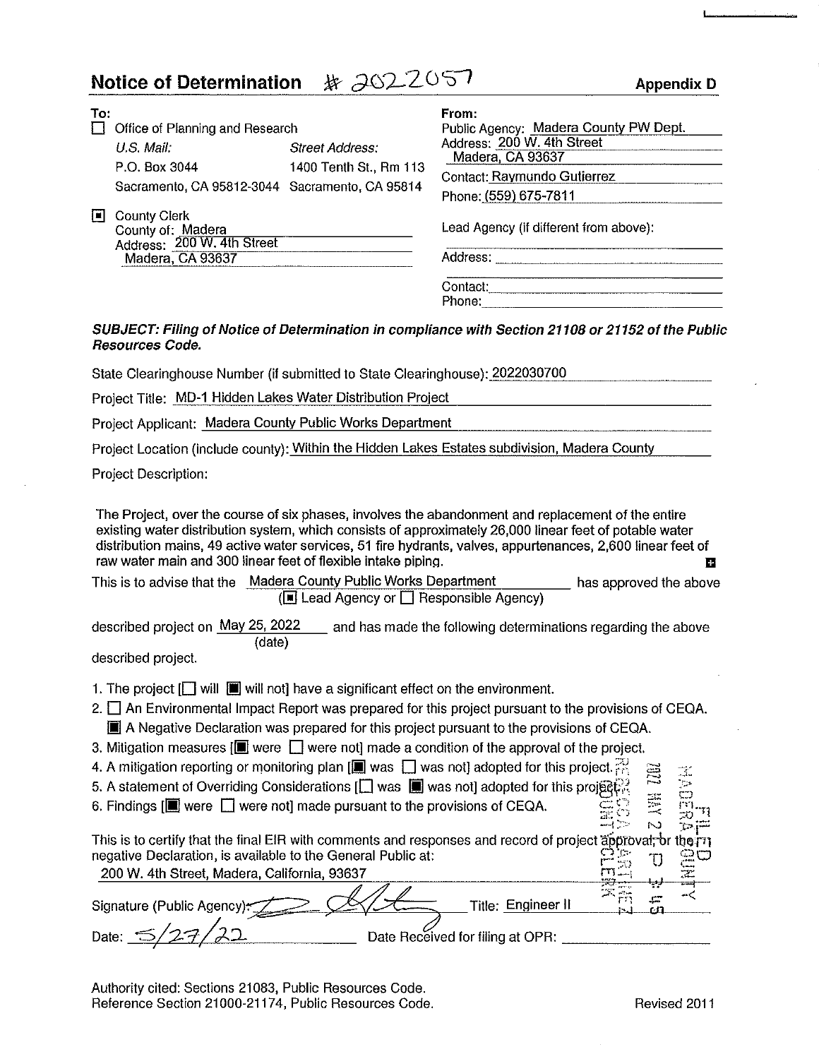# Notice of Determination # 2022057

**Appendix D**

**To:**

☐ Office of Planning and Research

*U.S. Mail:* P.O. Box 3044, Sacramento, CA 95812-3044

*Street Address:* 1400 Tenth St., Rm 113, Sacramento, CA 95814

☒ County Clerk
County of: Madera
Address: 200 W. 4th Street
Madera, CA 93637

**From:**

Public Agency: Madera County PW Dept.
Address: 200 W. 4th Street
Madera, CA 93637
Contact: Raymundo Gutierrez
Phone: (559) 675-7811

Lead Agency (if different from above):

Address:

Contact:
Phone:

***SUBJECT: Filing of Notice of Determination in compliance with Section 21108 or 21152 of the Public Resources Code.***

State Clearinghouse Number (if submitted to State Clearinghouse): 2022030700

Project Title: MD-1 Hidden Lakes Water Distribution Project

Project Applicant: Madera County Public Works Department

Project Location (include county): Within the Hidden Lakes Estates subdivision, Madera County

Project Description:

The Project, over the course of six phases, involves the abandonment and replacement of the entire existing water distribution system, which consists of approximately 26,000 linear feet of potable water distribution mains, 49 active water services, 51 fire hydrants, valves, appurtenances, 2,600 linear feet of raw water main and 300 linear feet of flexible intake piping.

This is to advise that the Madera County Public Works Department has approved the above (☒ Lead Agency or ☐ Responsible Agency)

described project on May 25, 2022 (date) and has made the following determinations regarding the above described project.

1. The project [☐ will ☒ will not] have a significant effect on the environment.
2. ☐ An Environmental Impact Report was prepared for this project pursuant to the provisions of CEQA.
   ☒ A Negative Declaration was prepared for this project pursuant to the provisions of CEQA.
3. Mitigation measures [☒ were ☐ were not] made a condition of the approval of the project.
4. A mitigation reporting or monitoring plan [☒ was ☐ was not] adopted for this project.
5. A statement of Overriding Considerations [☐ was ☒ was not] adopted for this project.
6. Findings [☒ were ☐ were not] made pursuant to the provisions of CEQA.

This is to certify that the final EIR with comments and responses and record of project approval, or the negative Declaration, is available to the General Public at:
200 W. 4th Street, Madera, California, 93637

FILED MADERA COUNTY 2022 MAY 27 P 3:45 REBECCA MARTINEZ COUNTY CLERK

Signature (Public Agency): [signature] Title: Engineer II

Date: 5/27/22 Date Received for filing at OPR:

Authority cited: Sections 21083, Public Resources Code.
Reference Section 21000-21174, Public Resources Code.

Revised 2011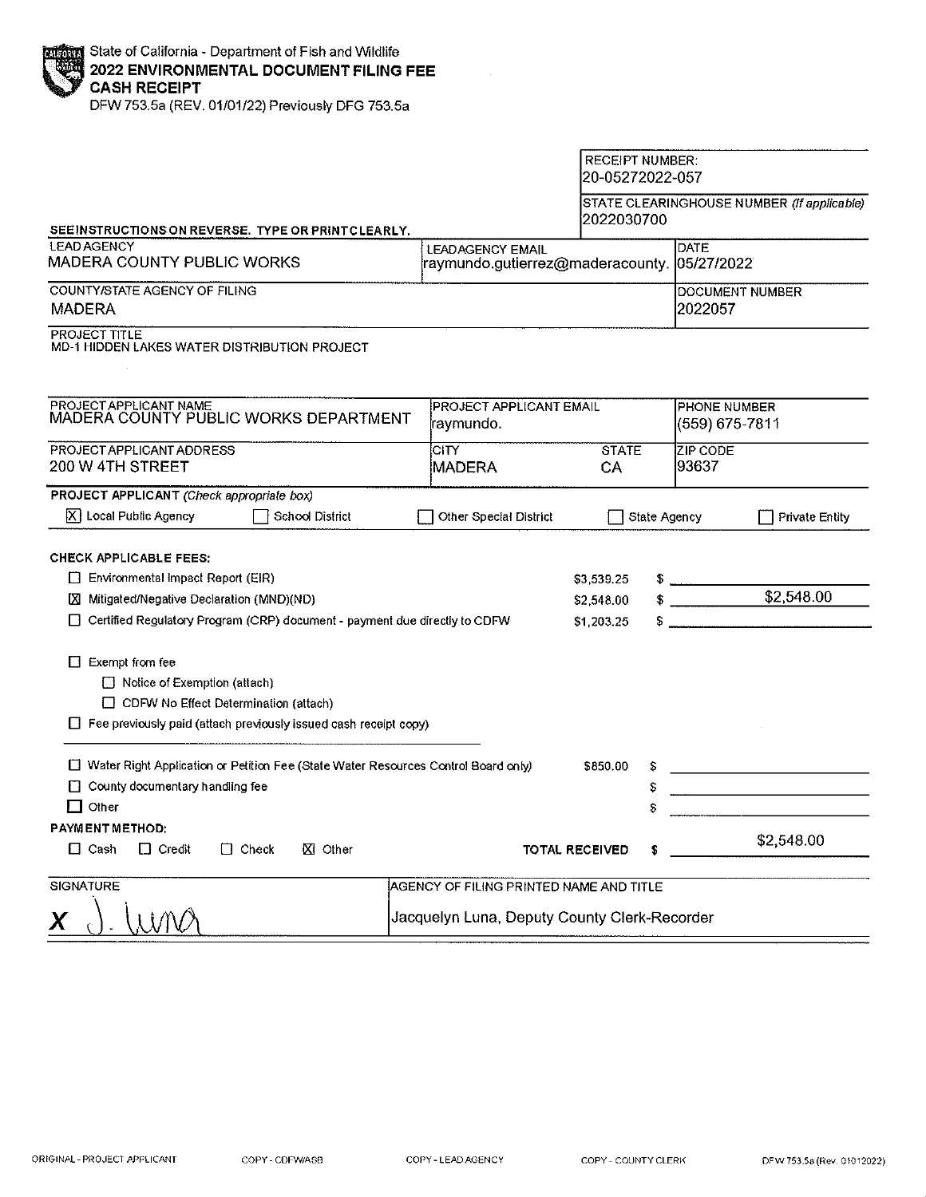State of California - Department of Fish and Wildlife
**2022 ENVIRONMENTAL DOCUMENT FILING FEE**
**CASH RECEIPT**
DFW 753.5a (REV. 01/01/22) Previously DFG 753.5a

RECEIPT NUMBER:
20-05272022-057

STATE CLEARINGHOUSE NUMBER *(If applicable)*
2022030700

SEE INSTRUCTIONS ON REVERSE. TYPE OR PRINT CLEARLY.

| LEAD AGENCY | LEAD AGENCY EMAIL | DATE |
|---|---|---|
| MADERA COUNTY PUBLIC WORKS | raymundo.gutierrez@maderacounty. | 05/27/2022 |

| COUNTY/STATE AGENCY OF FILING | DOCUMENT NUMBER |
|---|---|
| MADERA | 2022057 |

PROJECT TITLE
MD-1 HIDDEN LAKES WATER DISTRIBUTION PROJECT

| PROJECT APPLICANT NAME | PROJECT APPLICANT EMAIL | | PHONE NUMBER |
|---|---|---|---|
| MADERA COUNTY PUBLIC WORKS DEPARTMENT | raymundo. | | (559) 675-7811 |
| **PROJECT APPLICANT ADDRESS** | **CITY** | **STATE** | **ZIP CODE** |
| 200 W 4TH STREET | MADERA | CA | 93637 |

**PROJECT APPLICANT** *(Check appropriate box)*
[X] Local Public Agency [ ] School District [ ] Other Special District [ ] State Agency [ ] Private Entity

**CHECK APPLICABLE FEES:**

| | | |
|---|---|---|
| [ ] Environmental Impact Report (EIR) | $3,539.25 | $ |
| [X] Mitigated/Negative Declaration (MND)(ND) | $2,548.00 | $ $2,548.00 |
| [ ] Certified Regulatory Program (CRP) document - payment due directly to CDFW | $1,203.25 | $ |

[ ] Exempt from fee
- [ ] Notice of Exemption (attach)
- [ ] CDFW No Effect Determination (attach)

[ ] Fee previously paid (attach previously issued cash receipt copy)

| | | |
|---|---|---|
| [ ] Water Right Application or Petition Fee (State Water Resources Control Board only) | $850.00 | $ |
| [ ] County documentary handling fee | | $ |
| [ ] Other | | $ |

**PAYMENT METHOD:**
[ ] Cash [ ] Credit [ ] Check [X] Other **TOTAL RECEIVED** $ $2,548.00

| SIGNATURE | AGENCY OF FILING PRINTED NAME AND TITLE |
|---|---|
| X J. Luna | Jacquelyn Luna, Deputy County Clerk-Recorder |

ORIGINAL - PROJECT APPLICANT COPY - CDFW/ASB COPY - LEAD AGENCY COPY - COUNTY CLERK DFW 753.5a (Rev. 01012022)